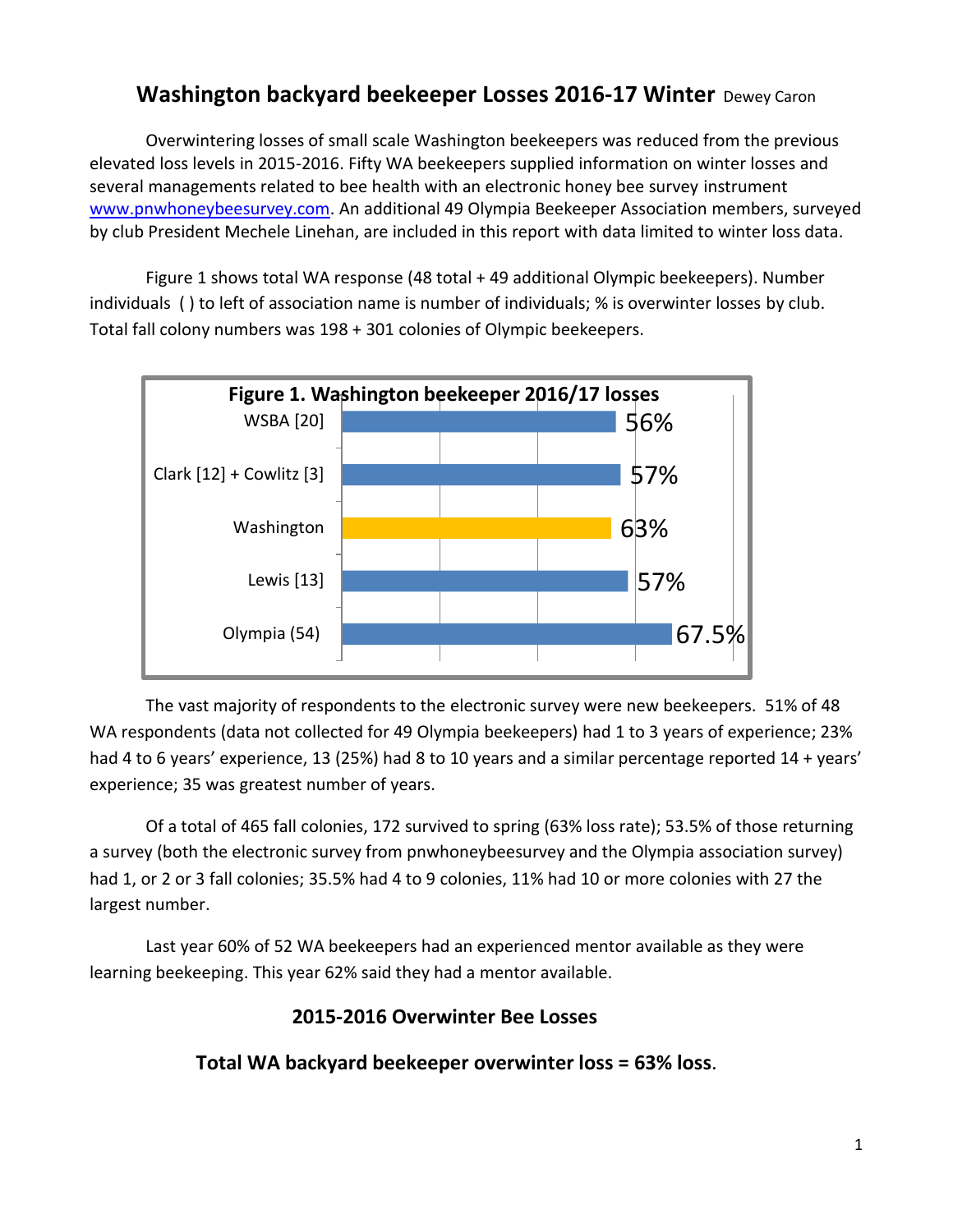# Washington backyard beekeeper Losses 2016-17 Winter Dewey Caron

Overwintering losses of small scale Washington beekeepers was reduced from the previous elevated loss levels in 2015-2016. Fifty WA beekeepers supplied information on winter losses and several managements related to bee health with an electronic honey bee survey instrument www.pnwhoneybeesurvey.com. An additional 49 Olympia Beekeeper Association members, surveyed by club President Mechele Linehan, are included in this report with data limited to winter loss data.

Figure 1 shows total WA response (48 total + 49 additional Olympic beekeepers). Number individuals ( ) to left of association name is number of individuals; % is overwinter losses by club. Total fall colony numbers was 198 + 301 colonies of Olympic beekeepers.

**Figure 1. Washington beekeeper 2016/17 losses**

| Group | Loss |
|---|---|
| WSBA [20] | 56% |
| Clark [12] + Cowlitz [3] | 57% |
| Washington | 63% |
| Lewis [13] | 57% |
| Olympia (54) | 67.5% |

The vast majority of respondents to the electronic survey were new beekeepers. 51% of 48 WA respondents (data not collected for 49 Olympia beekeepers) had 1 to 3 years of experience; 23% had 4 to 6 years' experience, 13 (25%) had 8 to 10 years and a similar percentage reported 14 + years' experience; 35 was greatest number of years.

Of a total of 465 fall colonies, 172 survived to spring (63% loss rate); 53.5% of those returning a survey (both the electronic survey from pnwhoneybeesurvey and the Olympia association survey) had 1, or 2 or 3 fall colonies; 35.5% had 4 to 9 colonies, 11% had 10 or more colonies with 27 the largest number.

Last year 60% of 52 WA beekeepers had an experienced mentor available as they were learning beekeeping. This year 62% said they had a mentor available.

## 2015-2016 Overwinter Bee Losses

### Total WA backyard beekeeper overwinter loss = 63% loss.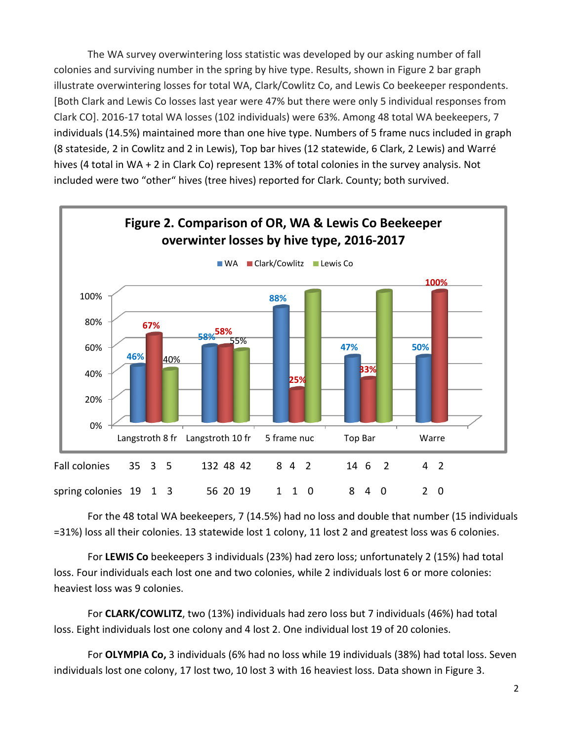The WA survey overwintering loss statistic was developed by our asking number of fall colonies and surviving number in the spring by hive type. Results, shown in Figure 2 bar graph illustrate overwintering losses for total WA, Clark/Cowlitz Co, and Lewis Co beekeeper respondents. [Both Clark and Lewis Co losses last year were 47% but there were only 5 individual responses from Clark CO]. 2016-17 total WA losses (102 individuals) were 63%. Among 48 total WA beekeepers, 7 individuals (14.5%) maintained more than one hive type. Numbers of 5 frame nucs included in graph (8 stateside, 2 in Cowlitz and 2 in Lewis), Top bar hives (12 statewide, 6 Clark, 2 Lewis) and Warré hives (4 total in WA + 2 in Clark Co) represent 13% of total colonies in the survey analysis. Not included were two "other" hives (tree hives) reported for Clark. County; both survived.

**Figure 2. Comparison of OR, WA & Lewis Co Beekeeper overwinter losses by hive type, 2016-2017**

| | Langstroth 8 fr | Langstroth 10 fr | 5 frame nuc | Top Bar | Warre |
|---|---|---|---|---|---|
| WA | 46% | 58% | 88% | 47% | 50% |
| Clark/Cowlitz | 67% | 58% | 25% | 33% | 100% |
| Lewis Co | 40% | 55% | | | |

| | Langstroth 8 fr | Langstroth 10 fr | 5 frame nuc | Top Bar | Warre |
|---|---|---|---|---|---|
| Fall colonies | 35 3 5 | 132 48 42 | 8 4 2 | 14 6 2 | 4 2 |
| spring colonies | 19 1 3 | 56 20 19 | 1 1 0 | 8 4 0 | 2 0 |

For the 48 total WA beekeepers, 7 (14.5%) had no loss and double that number (15 individuals =31%) loss all their colonies. 13 statewide lost 1 colony, 11 lost 2 and greatest loss was 6 colonies.

For **LEWIS Co** beekeepers 3 individuals (23%) had zero loss; unfortunately 2 (15%) had total loss. Four individuals each lost one and two colonies, while 2 individuals lost 6 or more colonies: heaviest loss was 9 colonies.

For **CLARK/COWLITZ**, two (13%) individuals had zero loss but 7 individuals (46%) had total loss. Eight individuals lost one colony and 4 lost 2. One individual lost 19 of 20 colonies.

For **OLYMPIA Co,** 3 individuals (6% had no loss while 19 individuals (38%) had total loss. Seven individuals lost one colony, 17 lost two, 10 lost 3 with 16 heaviest loss. Data shown in Figure 3.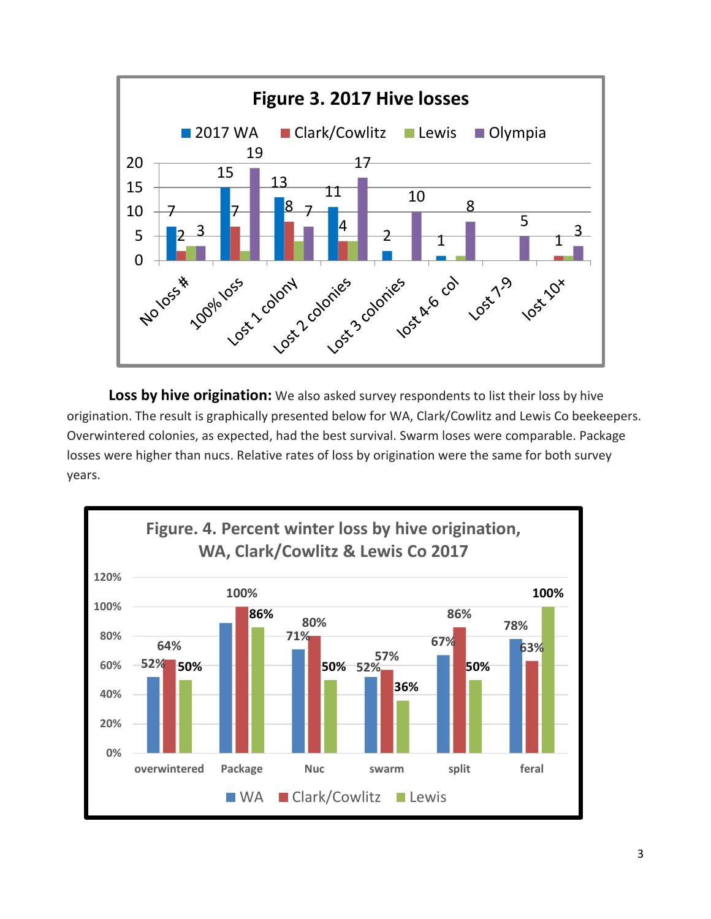**Figure 3. 2017 Hive losses**

**Loss by hive origination:** We also asked survey respondents to list their loss by hive origination. The result is graphically presented below for WA, Clark/Cowlitz and Lewis Co beekeepers. Overwintered colonies, as expected, had the best survival. Swarm loses were comparable. Package losses were higher than nucs. Relative rates of loss by origination were the same for both survey years.

**Figure. 4. Percent winter loss by hive origination, WA, Clark/Cowlitz & Lewis Co 2017**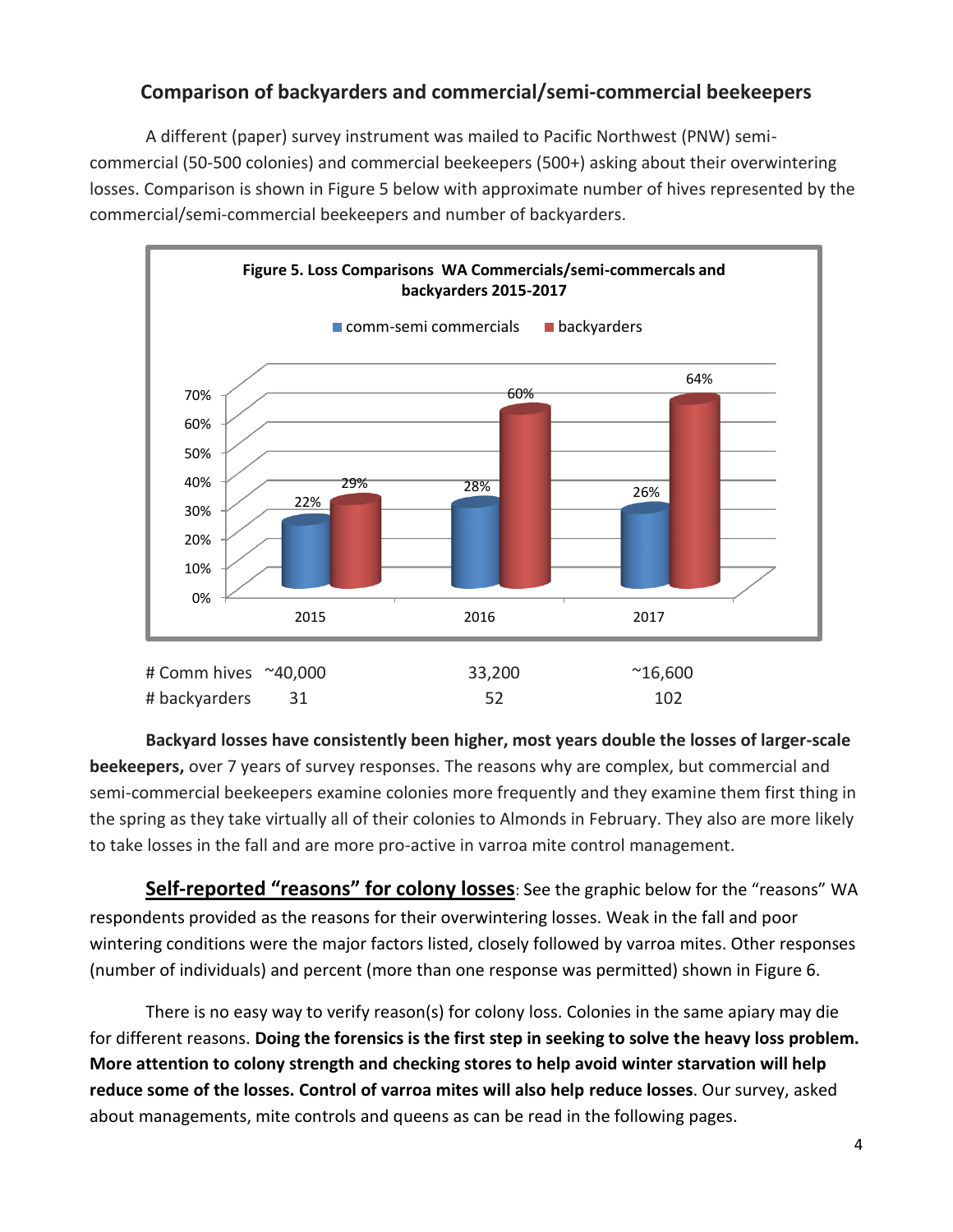## Comparison of backyarders and commercial/semi-commercial beekeepers

A different (paper) survey instrument was mailed to Pacific Northwest (PNW) semi-commercial (50-500 colonies) and commercial beekeepers (500+) asking about their overwintering losses. Comparison is shown in Figure 5 below with approximate number of hives represented by the commercial/semi-commercial beekeepers and number of backyarders.

**Figure 5. Loss Comparisons WA Commercials/semi-commercals and backyarders 2015-2017**

| | 2015 | 2016 | 2017 |
|---|---|---|---|
| comm-semi commercials | 22% | 28% | 26% |
| backyarders | 29% | 60% | 64% |

| | | | |
|---|---|---|---|
| # Comm hives | ~40,000 | 33,200 | ~16,600 |
| # backyarders | 31 | 52 | 102 |

**Backyard losses have consistently been higher, most years double the losses of larger-scale beekeepers,** over 7 years of survey responses. The reasons why are complex, but commercial and semi-commercial beekeepers examine colonies more frequently and they examine them first thing in the spring as they take virtually all of their colonies to Almonds in February. They also are more likely to take losses in the fall and are more pro-active in varroa mite control management.

**Self-reported "reasons" for colony losses**: See the graphic below for the "reasons" WA respondents provided as the reasons for their overwintering losses. Weak in the fall and poor wintering conditions were the major factors listed, closely followed by varroa mites. Other responses (number of individuals) and percent (more than one response was permitted) shown in Figure 6.

There is no easy way to verify reason(s) for colony loss. Colonies in the same apiary may die for different reasons. **Doing the forensics is the first step in seeking to solve the heavy loss problem. More attention to colony strength and checking stores to help avoid winter starvation will help reduce some of the losses. Control of varroa mites will also help reduce losses**. Our survey, asked about managements, mite controls and queens as can be read in the following pages.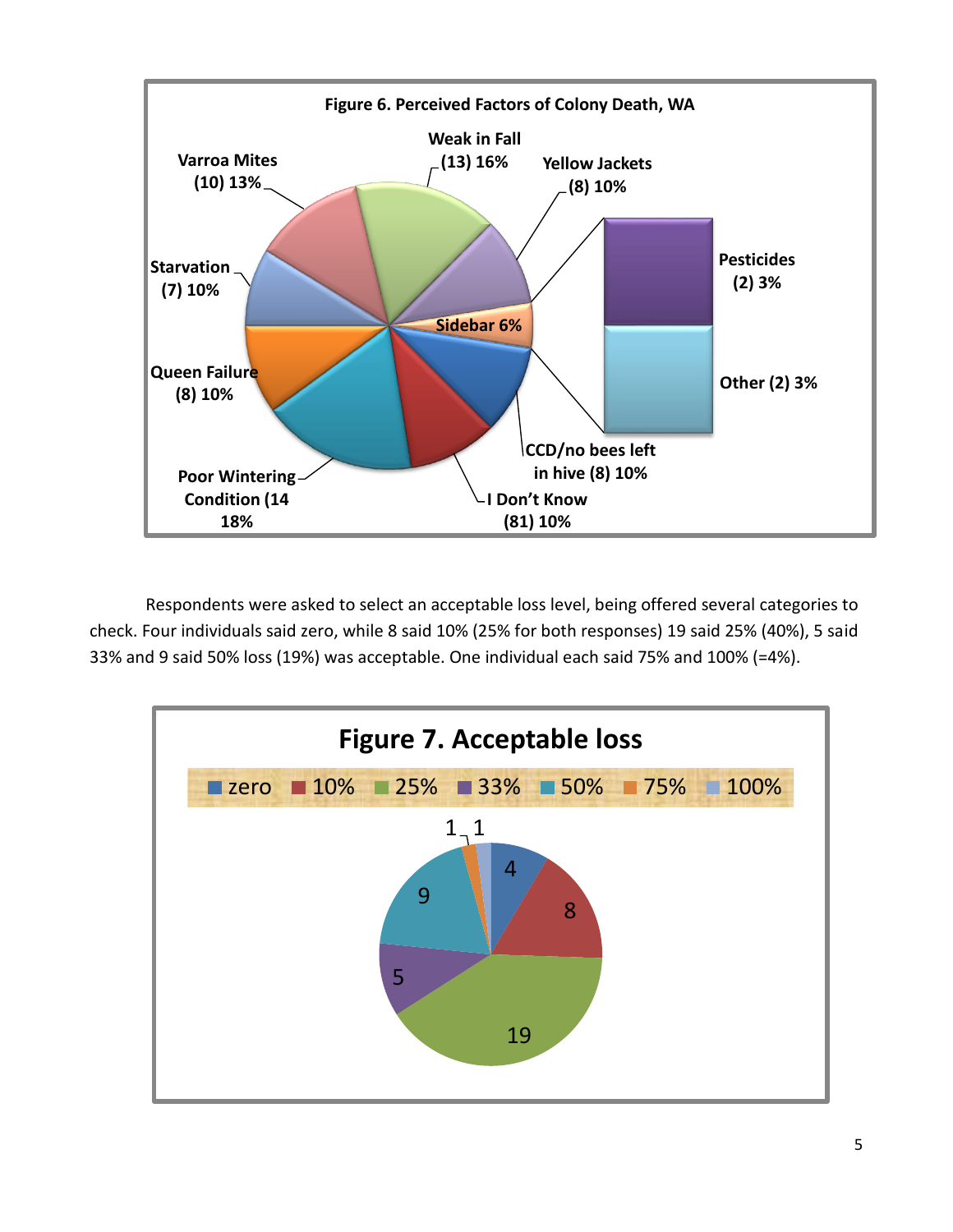**Figure 6. Perceived Factors of Colony Death, WA**

Weak in Fall (13) 16%
Yellow Jackets (8) 10%
Varroa Mites (10) 13%
Starvation (7) 10%
Sidebar 6%
Pesticides (2) 3%
Other (2) 3%
Queen Failure (8) 10%
Poor Wintering Condition (14 18%
CCD/no bees left in hive (8) 10%
I Don't Know (81) 10%

Respondents were asked to select an acceptable loss level, being offered several categories to check. Four individuals said zero, while 8 said 10% (25% for both responses) 19 said 25% (40%), 5 said 33% and 9 said 50% loss (19%) was acceptable. One individual each said 75% and 100% (=4%).

**Figure 7. Acceptable loss**

| zero | 10% | 25% | 33% | 50% | 75% | 100% |
|---|---|---|---|---|---|---|
| 4 | 8 | 19 | 5 | 9 | 1 | 1 |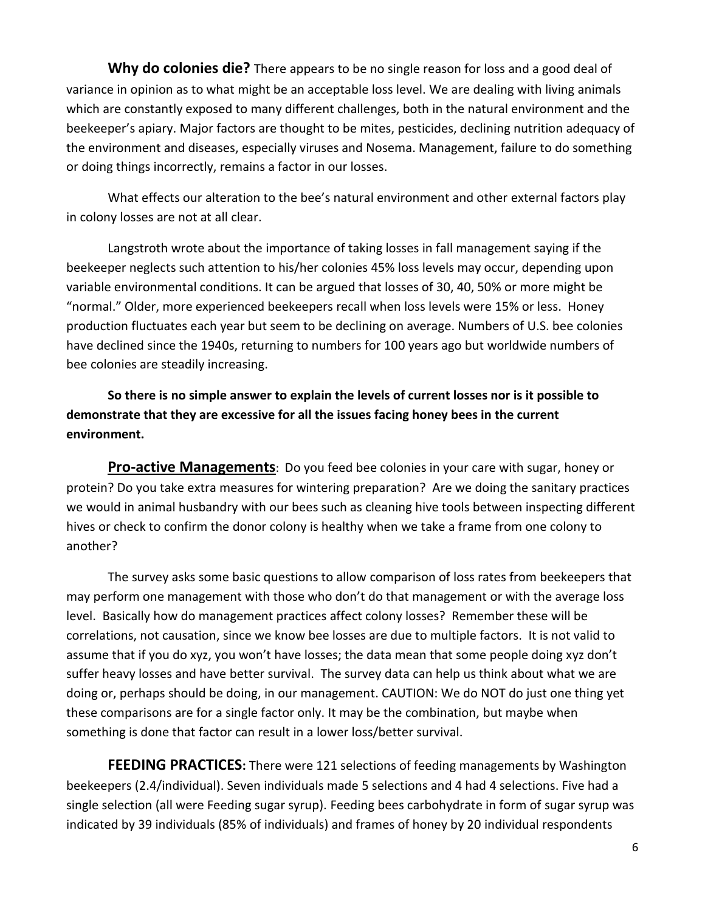**Why do colonies die?** There appears to be no single reason for loss and a good deal of variance in opinion as to what might be an acceptable loss level. We are dealing with living animals which are constantly exposed to many different challenges, both in the natural environment and the beekeeper's apiary. Major factors are thought to be mites, pesticides, declining nutrition adequacy of the environment and diseases, especially viruses and Nosema. Management, failure to do something or doing things incorrectly, remains a factor in our losses.

What effects our alteration to the bee's natural environment and other external factors play in colony losses are not at all clear.

Langstroth wrote about the importance of taking losses in fall management saying if the beekeeper neglects such attention to his/her colonies 45% loss levels may occur, depending upon variable environmental conditions. It can be argued that losses of 30, 40, 50% or more might be "normal." Older, more experienced beekeepers recall when loss levels were 15% or less. Honey production fluctuates each year but seem to be declining on average. Numbers of U.S. bee colonies have declined since the 1940s, returning to numbers for 100 years ago but worldwide numbers of bee colonies are steadily increasing.

**So there is no simple answer to explain the levels of current losses nor is it possible to demonstrate that they are excessive for all the issues facing honey bees in the current environment.**

**Pro-active Managements**: Do you feed bee colonies in your care with sugar, honey or protein? Do you take extra measures for wintering preparation? Are we doing the sanitary practices we would in animal husbandry with our bees such as cleaning hive tools between inspecting different hives or check to confirm the donor colony is healthy when we take a frame from one colony to another?

The survey asks some basic questions to allow comparison of loss rates from beekeepers that may perform one management with those who don't do that management or with the average loss level. Basically how do management practices affect colony losses? Remember these will be correlations, not causation, since we know bee losses are due to multiple factors. It is not valid to assume that if you do xyz, you won't have losses; the data mean that some people doing xyz don't suffer heavy losses and have better survival. The survey data can help us think about what we are doing or, perhaps should be doing, in our management. CAUTION: We do NOT do just one thing yet these comparisons are for a single factor only. It may be the combination, but maybe when something is done that factor can result in a lower loss/better survival.

**FEEDING PRACTICES:** There were 121 selections of feeding managements by Washington beekeepers (2.4/individual). Seven individuals made 5 selections and 4 had 4 selections. Five had a single selection (all were Feeding sugar syrup). Feeding bees carbohydrate in form of sugar syrup was indicated by 39 individuals (85% of individuals) and frames of honey by 20 individual respondents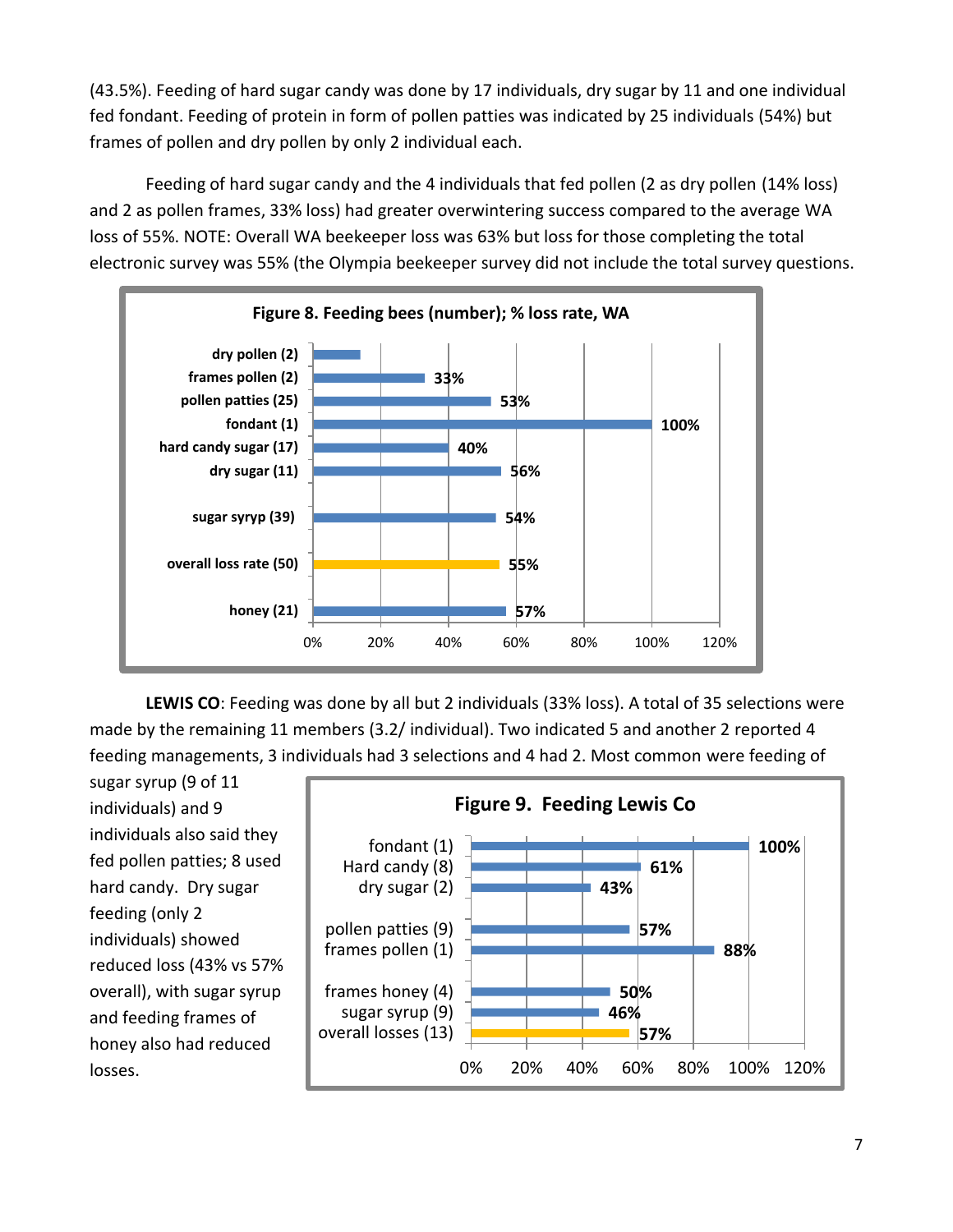(43.5%). Feeding of hard sugar candy was done by 17 individuals, dry sugar by 11 and one individual fed fondant. Feeding of protein in form of pollen patties was indicated by 25 individuals (54%) but frames of pollen and dry pollen by only 2 individual each.

Feeding of hard sugar candy and the 4 individuals that fed pollen (2 as dry pollen (14% loss) and 2 as pollen frames, 33% loss) had greater overwintering success compared to the average WA loss of 55%. NOTE: Overall WA beekeeper loss was 63% but loss for those completing the total electronic survey was 55% (the Olympia beekeeper survey did not include the total survey questions.

**Figure 8. Feeding bees (number); % loss rate, WA**

| Feeding | % loss |
| --- | --- |
| dry pollen (2) | |
| frames pollen (2) | 33% |
| pollen patties (25) | 53% |
| fondant (1) | 100% |
| hard candy sugar (17) | 40% |
| dry sugar (11) | 56% |
| sugar syryp (39) | 54% |
| overall loss rate (50) | 55% |
| honey (21) | 57% |

**LEWIS CO**: Feeding was done by all but 2 individuals (33% loss). A total of 35 selections were made by the remaining 11 members (3.2/ individual). Two indicated 5 and another 2 reported 4 feeding managements, 3 individuals had 3 selections and 4 had 2. Most common were feeding of sugar syrup (9 of 11 individuals) and 9 individuals also said they fed pollen patties; 8 used hard candy. Dry sugar feeding (only 2 individuals) showed reduced loss (43% vs 57% overall), with sugar syrup and feeding frames of honey also had reduced losses.

**Figure 9. Feeding Lewis Co**

| Feeding | % loss |
| --- | --- |
| fondant (1) | 100% |
| Hard candy (8) | 61% |
| dry sugar (2) | 43% |
| pollen patties (9) | 57% |
| frames pollen (1) | 88% |
| frames honey (4) | 50% |
| sugar syrup (9) | 46% |
| overall losses (13) | 57% |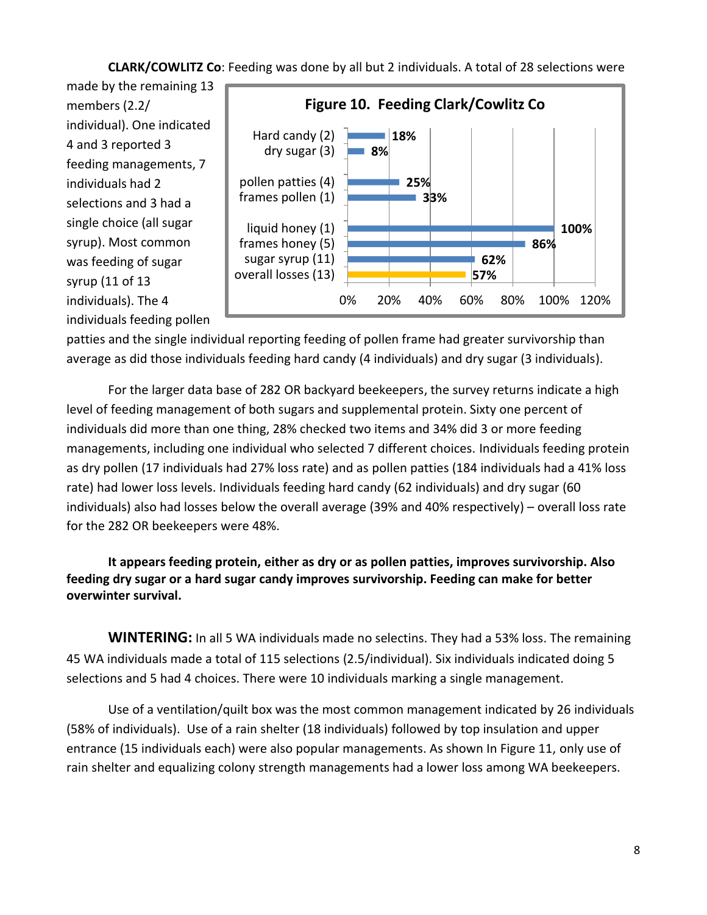**CLARK/COWLITZ Co**: Feeding was done by all but 2 individuals. A total of 28 selections were made by the remaining 13 members (2.2/ individual). One indicated 4 and 3 reported 3 feeding managements, 7 individuals had 2 selections and 3 had a single choice (all sugar syrup). Most common was feeding of sugar syrup (11 of 13 individuals). The 4 individuals feeding pollen patties and the single individual reporting feeding of pollen frame had greater survivorship than average as did those individuals feeding hard candy (4 individuals) and dry sugar (3 individuals).

**Figure 10. Feeding Clark/Cowlitz Co**

| Feeding | Loss |
|---|---|
| Hard candy (2) | 18% |
| dry sugar (3) | 8% |
| pollen patties (4) | 25% |
| frames pollen (1) | 33% |
| liquid honey (1) | 100% |
| frames honey (5) | 86% |
| sugar syrup (11) | 62% |
| overall losses (13) | 57% |

For the larger data base of 282 OR backyard beekeepers, the survey returns indicate a high level of feeding management of both sugars and supplemental protein. Sixty one percent of individuals did more than one thing, 28% checked two items and 34% did 3 or more feeding managements, including one individual who selected 7 different choices. Individuals feeding protein as dry pollen (17 individuals had 27% loss rate) and as pollen patties (184 individuals had a 41% loss rate) had lower loss levels. Individuals feeding hard candy (62 individuals) and dry sugar (60 individuals) also had losses below the overall average (39% and 40% respectively) – overall loss rate for the 282 OR beekeepers were 48%.

**It appears feeding protein, either as dry or as pollen patties, improves survivorship. Also feeding dry sugar or a hard sugar candy improves survivorship. Feeding can make for better overwinter survival.**

**WINTERING:** In all 5 WA individuals made no selectins. They had a 53% loss. The remaining 45 WA individuals made a total of 115 selections (2.5/individual). Six individuals indicated doing 5 selections and 5 had 4 choices. There were 10 individuals marking a single management.

Use of a ventilation/quilt box was the most common management indicated by 26 individuals (58% of individuals). Use of a rain shelter (18 individuals) followed by top insulation and upper entrance (15 individuals each) were also popular managements. As shown In Figure 11, only use of rain shelter and equalizing colony strength managements had a lower loss among WA beekeepers.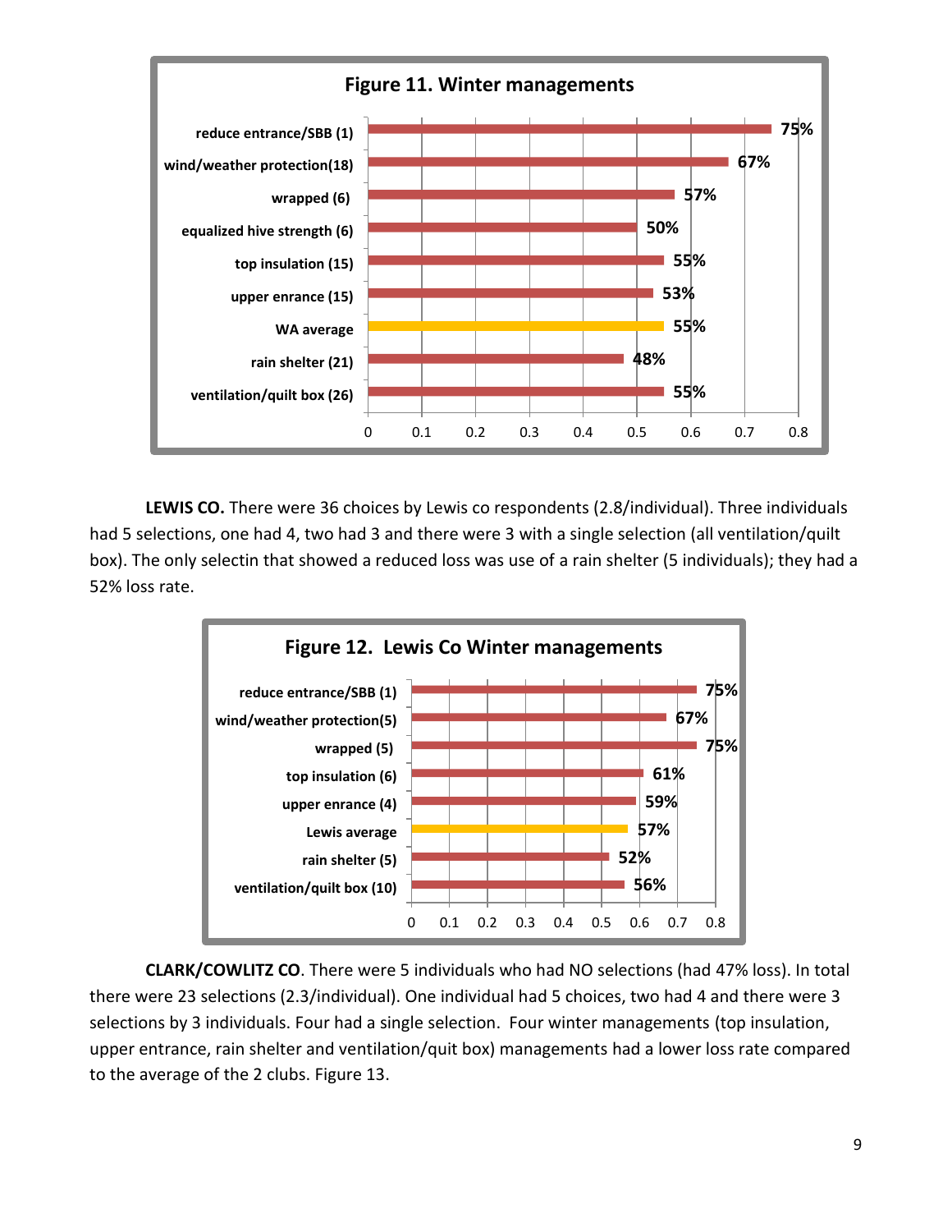**Figure 11. Winter managements**

| Management | Loss rate |
|---|---|
| reduce entrance/SBB (1) | 75% |
| wind/weather protection(18) | 67% |
| wrapped (6) | 57% |
| equalized hive strength (6) | 50% |
| top insulation (15) | 55% |
| upper enrance (15) | 53% |
| WA average | 55% |
| rain shelter (21) | 48% |
| ventilation/quilt box (26) | 55% |

**LEWIS CO.** There were 36 choices by Lewis co respondents (2.8/individual). Three individuals had 5 selections, one had 4, two had 3 and there were 3 with a single selection (all ventilation/quilt box). The only selectin that showed a reduced loss was use of a rain shelter (5 individuals); they had a 52% loss rate.

**Figure 12. Lewis Co Winter managements**

| Management | Loss rate |
|---|---|
| reduce entrance/SBB (1) | 75% |
| wind/weather protection(5) | 67% |
| wrapped (5) | 75% |
| top insulation (6) | 61% |
| upper enrance (4) | 59% |
| Lewis average | 57% |
| rain shelter (5) | 52% |
| ventilation/quilt box (10) | 56% |

**CLARK/COWLITZ CO**. There were 5 individuals who had NO selections (had 47% loss). In total there were 23 selections (2.3/individual). One individual had 5 choices, two had 4 and there were 3 selections by 3 individuals. Four had a single selection. Four winter managements (top insulation, upper entrance, rain shelter and ventilation/quit box) managements had a lower loss rate compared to the average of the 2 clubs. Figure 13.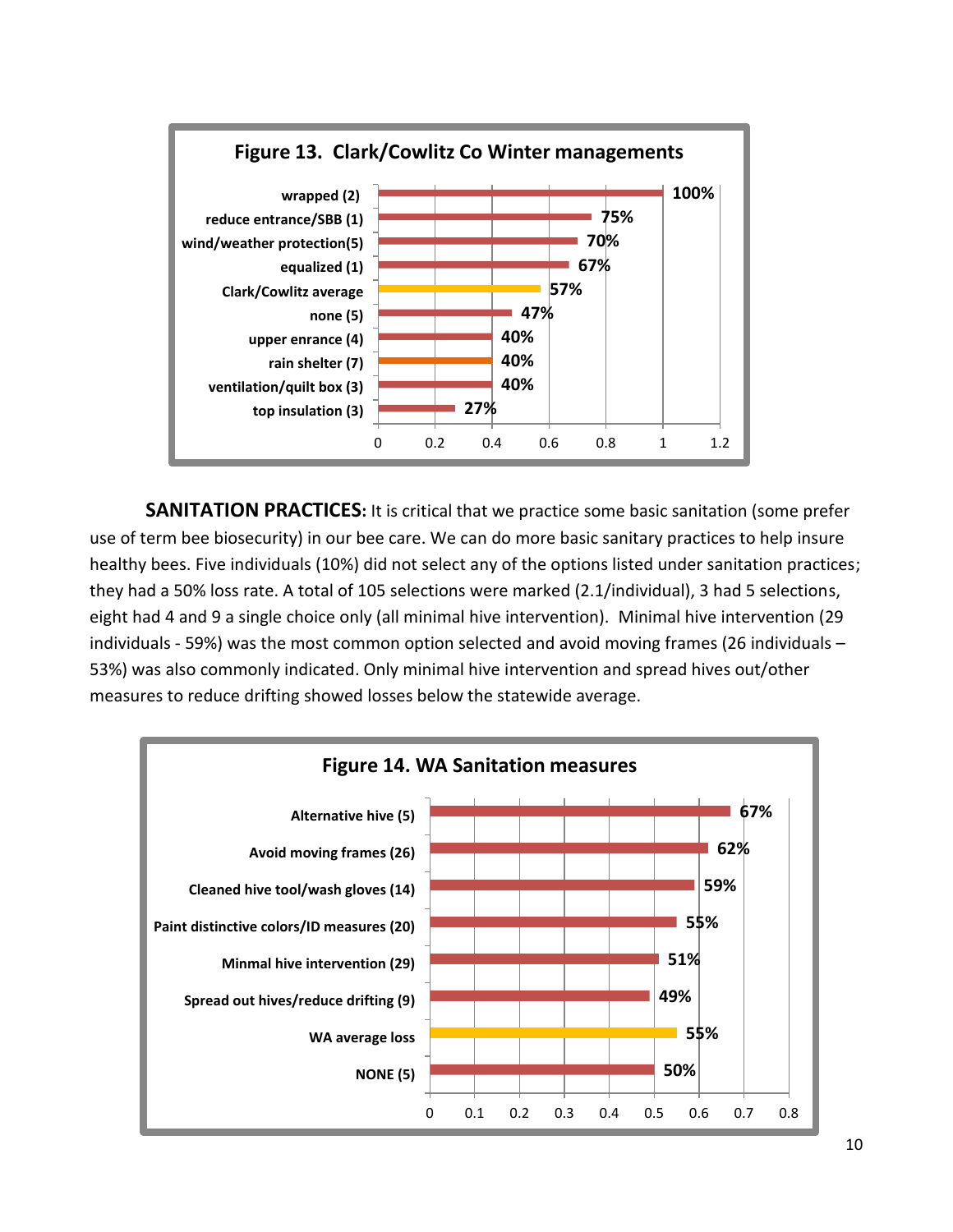**Figure 13. Clark/Cowlitz Co Winter managements**

| Management | Loss |
|---|---|
| wrapped (2) | 100% |
| reduce enrance/SBB (1) | 75% |
| wind/weather protection(5) | 70% |
| equalized (1) | 67% |
| Clark/Cowlitz average | 57% |
| none (5) | 47% |
| upper enrance (4) | 40% |
| rain shelter (7) | 40% |
| ventilation/quilt box (3) | 40% |
| top insulation (3) | 27% |

**SANITATION PRACTICES:** It is critical that we practice some basic sanitation (some prefer use of term bee biosecurity) in our bee care. We can do more basic sanitary practices to help insure healthy bees. Five individuals (10%) did not select any of the options listed under sanitation practices; they had a 50% loss rate. A total of 105 selections were marked (2.1/individual), 3 had 5 selections, eight had 4 and 9 a single choice only (all minimal hive intervention). Minimal hive intervention (29 individuals - 59%) was the most common option selected and avoid moving frames (26 individuals – 53%) was also commonly indicated. Only minimal hive intervention and spread hives out/other measures to reduce drifting showed losses below the statewide average.

**Figure 14. WA Sanitation measures**

| Measure | Loss |
|---|---|
| Alternative hive (5) | 67% |
| Avoid moving frames (26) | 62% |
| Cleaned hive tool/wash gloves (14) | 59% |
| Paint distinctive colors/ID measures (20) | 55% |
| Minmal hive intervention (29) | 51% |
| Spread out hives/reduce drifting (9) | 49% |
| WA average loss | 55% |
| NONE (5) | 50% |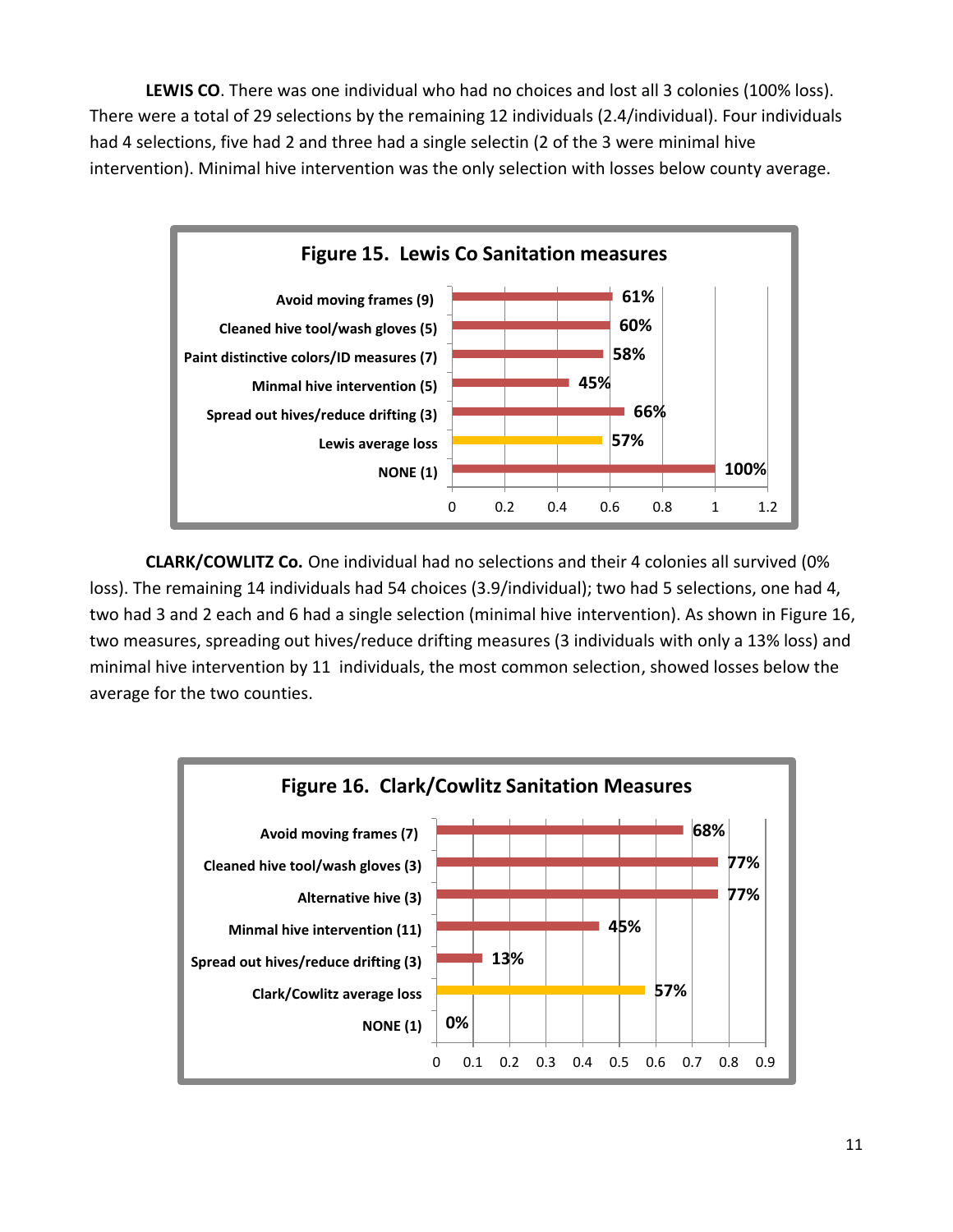**LEWIS CO**. There was one individual who had no choices and lost all 3 colonies (100% loss). There were a total of 29 selections by the remaining 12 individuals (2.4/individual). Four individuals had 4 selections, five had 2 and three had a single selectin (2 of the 3 were minimal hive intervention). Minimal hive intervention was the only selection with losses below county average.

**Figure 15. Lewis Co Sanitation measures**

| Measure | Loss |
| --- | --- |
| Avoid moving frames (9) | 61% |
| Cleaned hive tool/wash gloves (5) | 60% |
| Paint distinctive colors/ID measures (7) | 58% |
| Minmal hive intervention (5) | 45% |
| Spread out hives/reduce drifting (3) | 66% |
| Lewis average loss | 57% |
| NONE (1) | 100% |

**CLARK/COWLITZ Co.** One individual had no selections and their 4 colonies all survived (0% loss). The remaining 14 individuals had 54 choices (3.9/individual); two had 5 selections, one had 4, two had 3 and 2 each and 6 had a single selection (minimal hive intervention). As shown in Figure 16, two measures, spreading out hives/reduce drifting measures (3 individuals with only a 13% loss) and minimal hive intervention by 11 individuals, the most common selection, showed losses below the average for the two counties.

**Figure 16. Clark/Cowlitz Sanitation Measures**

| Measure | Loss |
| --- | --- |
| Avoid moving frames (7) | 68% |
| Cleaned hive tool/wash gloves (3) | 77% |
| Alternative hive (3) | 77% |
| Minmal hive intervention (11) | 45% |
| Spread out hives/reduce drifting (3) | 13% |
| Clark/Cowlitz average loss | 57% |
| NONE (1) | 0% |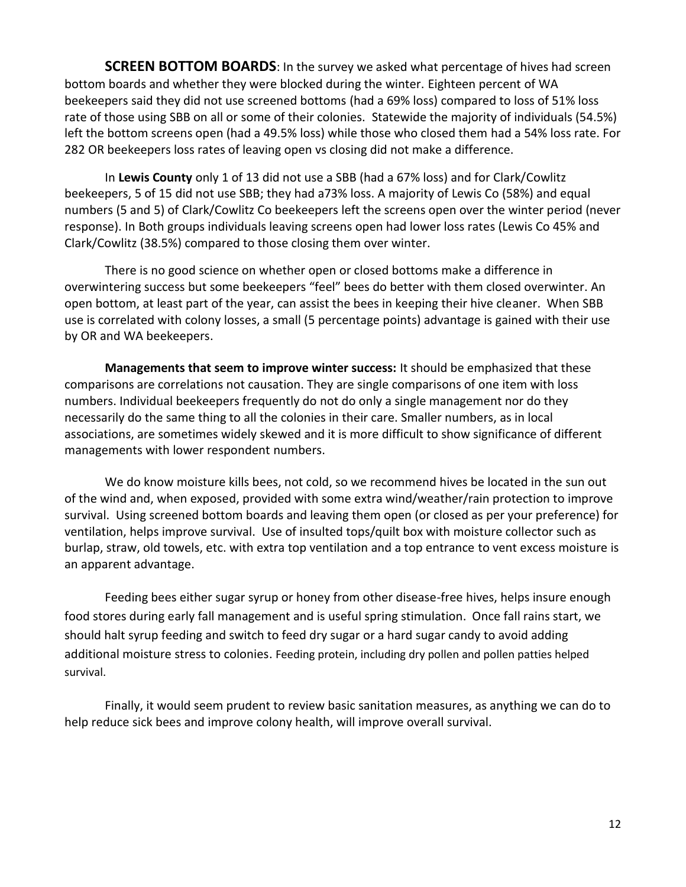**SCREEN BOTTOM BOARDS**: In the survey we asked what percentage of hives had screen bottom boards and whether they were blocked during the winter. Eighteen percent of WA beekeepers said they did not use screened bottoms (had a 69% loss) compared to loss of 51% loss rate of those using SBB on all or some of their colonies. Statewide the majority of individuals (54.5%) left the bottom screens open (had a 49.5% loss) while those who closed them had a 54% loss rate. For 282 OR beekeepers loss rates of leaving open vs closing did not make a difference.

In **Lewis County** only 1 of 13 did not use a SBB (had a 67% loss) and for Clark/Cowlitz beekeepers, 5 of 15 did not use SBB; they had a73% loss. A majority of Lewis Co (58%) and equal numbers (5 and 5) of Clark/Cowlitz Co beekeepers left the screens open over the winter period (never response). In Both groups individuals leaving screens open had lower loss rates (Lewis Co 45% and Clark/Cowlitz (38.5%) compared to those closing them over winter.

There is no good science on whether open or closed bottoms make a difference in overwintering success but some beekeepers "feel" bees do better with them closed overwinter. An open bottom, at least part of the year, can assist the bees in keeping their hive cleaner. When SBB use is correlated with colony losses, a small (5 percentage points) advantage is gained with their use by OR and WA beekeepers.

**Managements that seem to improve winter success:** It should be emphasized that these comparisons are correlations not causation. They are single comparisons of one item with loss numbers. Individual beekeepers frequently do not do only a single management nor do they necessarily do the same thing to all the colonies in their care. Smaller numbers, as in local associations, are sometimes widely skewed and it is more difficult to show significance of different managements with lower respondent numbers.

We do know moisture kills bees, not cold, so we recommend hives be located in the sun out of the wind and, when exposed, provided with some extra wind/weather/rain protection to improve survival. Using screened bottom boards and leaving them open (or closed as per your preference) for ventilation, helps improve survival. Use of insulted tops/quilt box with moisture collector such as burlap, straw, old towels, etc. with extra top ventilation and a top entrance to vent excess moisture is an apparent advantage.

Feeding bees either sugar syrup or honey from other disease-free hives, helps insure enough food stores during early fall management and is useful spring stimulation. Once fall rains start, we should halt syrup feeding and switch to feed dry sugar or a hard sugar candy to avoid adding additional moisture stress to colonies. Feeding protein, including dry pollen and pollen patties helped survival.

Finally, it would seem prudent to review basic sanitation measures, as anything we can do to help reduce sick bees and improve colony health, will improve overall survival.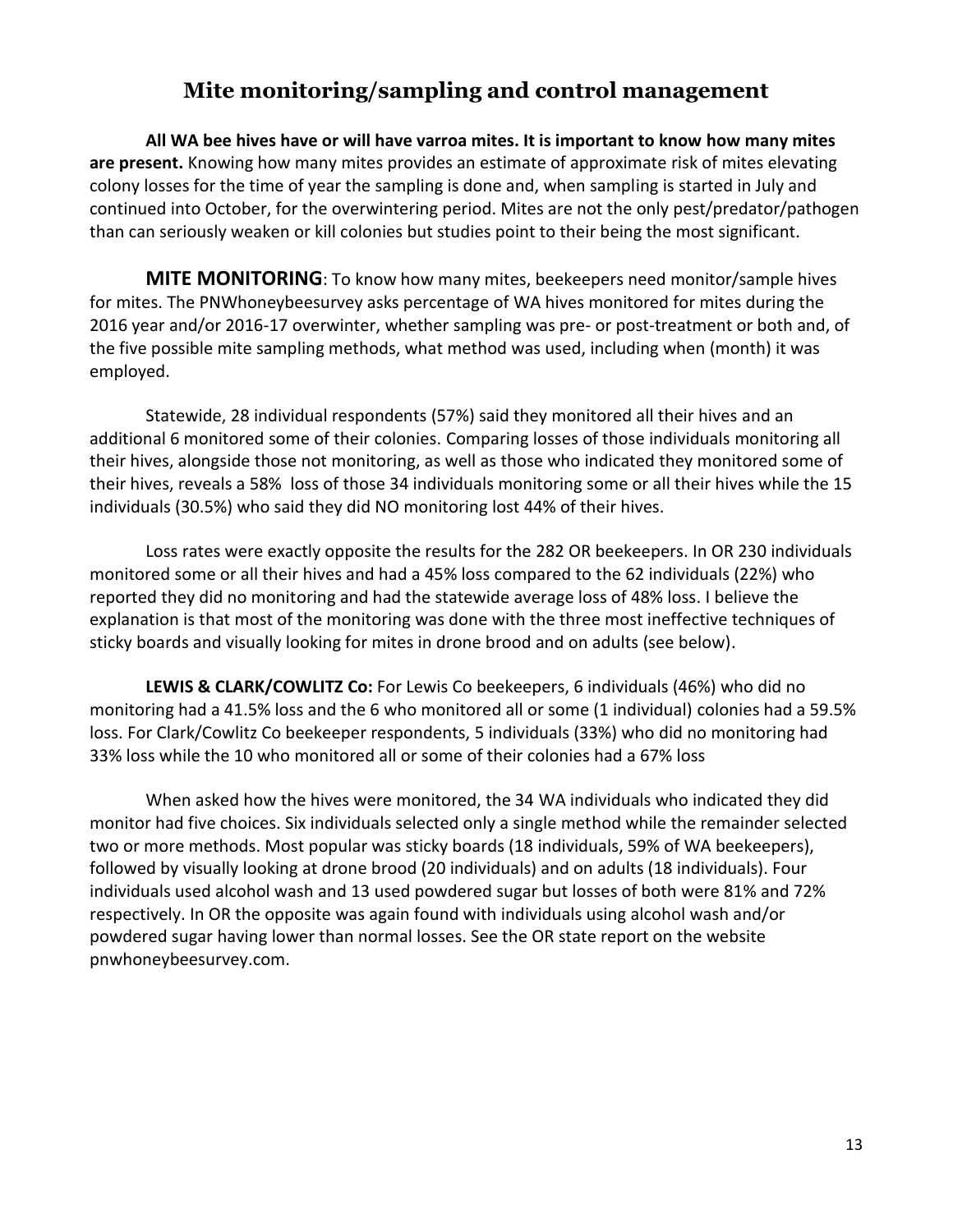## Mite monitoring/sampling and control management

**All WA bee hives have or will have varroa mites. It is important to know how many mites are present.** Knowing how many mites provides an estimate of approximate risk of mites elevating colony losses for the time of year the sampling is done and, when sampling is started in July and continued into October, for the overwintering period. Mites are not the only pest/predator/pathogen than can seriously weaken or kill colonies but studies point to their being the most significant.

**MITE MONITORING**: To know how many mites, beekeepers need monitor/sample hives for mites. The PNWhoneybeesurvey asks percentage of WA hives monitored for mites during the 2016 year and/or 2016-17 overwinter, whether sampling was pre- or post-treatment or both and, of the five possible mite sampling methods, what method was used, including when (month) it was employed.

Statewide, 28 individual respondents (57%) said they monitored all their hives and an additional 6 monitored some of their colonies. Comparing losses of those individuals monitoring all their hives, alongside those not monitoring, as well as those who indicated they monitored some of their hives, reveals a 58% loss of those 34 individuals monitoring some or all their hives while the 15 individuals (30.5%) who said they did NO monitoring lost 44% of their hives.

Loss rates were exactly opposite the results for the 282 OR beekeepers. In OR 230 individuals monitored some or all their hives and had a 45% loss compared to the 62 individuals (22%) who reported they did no monitoring and had the statewide average loss of 48% loss. I believe the explanation is that most of the monitoring was done with the three most ineffective techniques of sticky boards and visually looking for mites in drone brood and on adults (see below).

**LEWIS & CLARK/COWLITZ Co:** For Lewis Co beekeepers, 6 individuals (46%) who did no monitoring had a 41.5% loss and the 6 who monitored all or some (1 individual) colonies had a 59.5% loss. For Clark/Cowlitz Co beekeeper respondents, 5 individuals (33%) who did no monitoring had 33% loss while the 10 who monitored all or some of their colonies had a 67% loss

When asked how the hives were monitored, the 34 WA individuals who indicated they did monitor had five choices. Six individuals selected only a single method while the remainder selected two or more methods. Most popular was sticky boards (18 individuals, 59% of WA beekeepers), followed by visually looking at drone brood (20 individuals) and on adults (18 individuals). Four individuals used alcohol wash and 13 used powdered sugar but losses of both were 81% and 72% respectively. In OR the opposite was again found with individuals using alcohol wash and/or powdered sugar having lower than normal losses. See the OR state report on the website pnwhoneybeesurvey.com.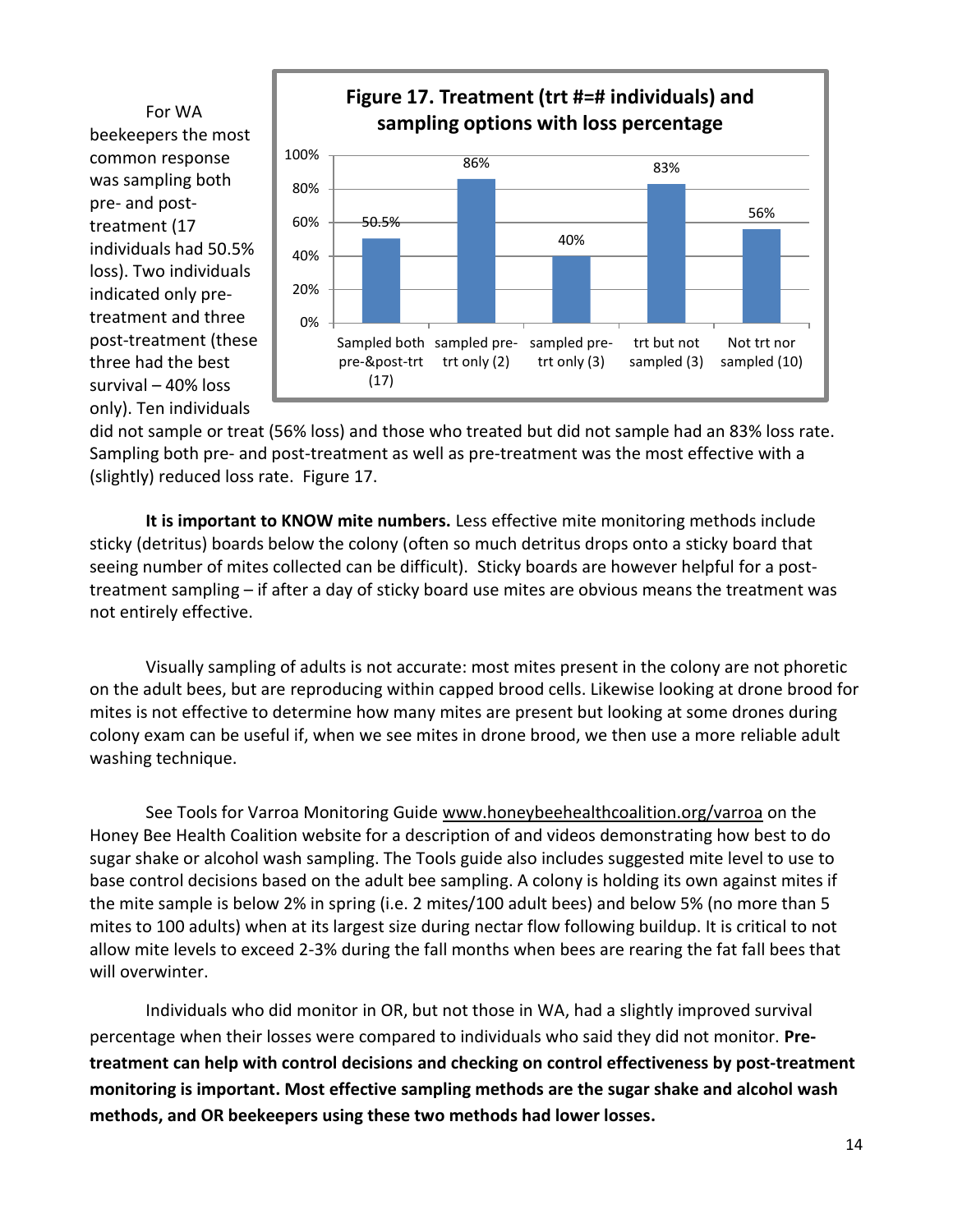For WA beekeepers the most common response was sampling both pre- and post-treatment (17 individuals had 50.5% loss). Two individuals indicated only pre-treatment and three post-treatment (these three had the best survival – 40% loss only). Ten individuals did not sample or treat (56% loss) and those who treated but did not sample had an 83% loss rate. Sampling both pre- and post-treatment as well as pre-treatment was the most effective with a (slightly) reduced loss rate. Figure 17.

**Figure 17. Treatment (trt #=# individuals) and sampling options with loss percentage**

| Category | Loss percentage |
|---|---|
| Sampled both pre-&post-trt (17) | 50.5% |
| sampled pre-trt only (2) | 86% |
| sampled pre-trt only (3) | 40% |
| trt but not sampled (3) | 83% |
| Not trt nor sampled (10) | 56% |

**It is important to KNOW mite numbers.** Less effective mite monitoring methods include sticky (detritus) boards below the colony (often so much detritus drops onto a sticky board that seeing number of mites collected can be difficult). Sticky boards are however helpful for a post-treatment sampling – if after a day of sticky board use mites are obvious means the treatment was not entirely effective.

Visually sampling of adults is not accurate: most mites present in the colony are not phoretic on the adult bees, but are reproducing within capped brood cells. Likewise looking at drone brood for mites is not effective to determine how many mites are present but looking at some drones during colony exam can be useful if, when we see mites in drone brood, we then use a more reliable adult washing technique.

See Tools for Varroa Monitoring Guide www.honeybeehealthcoalition.org/varroa on the Honey Bee Health Coalition website for a description of and videos demonstrating how best to do sugar shake or alcohol wash sampling. The Tools guide also includes suggested mite level to use to base control decisions based on the adult bee sampling. A colony is holding its own against mites if the mite sample is below 2% in spring (i.e. 2 mites/100 adult bees) and below 5% (no more than 5 mites to 100 adults) when at its largest size during nectar flow following buildup. It is critical to not allow mite levels to exceed 2-3% during the fall months when bees are rearing the fat fall bees that will overwinter.

Individuals who did monitor in OR, but not those in WA, had a slightly improved survival percentage when their losses were compared to individuals who said they did not monitor. **Pre-treatment can help with control decisions and checking on control effectiveness by post-treatment monitoring is important. Most effective sampling methods are the sugar shake and alcohol wash methods, and OR beekeepers using these two methods had lower losses.**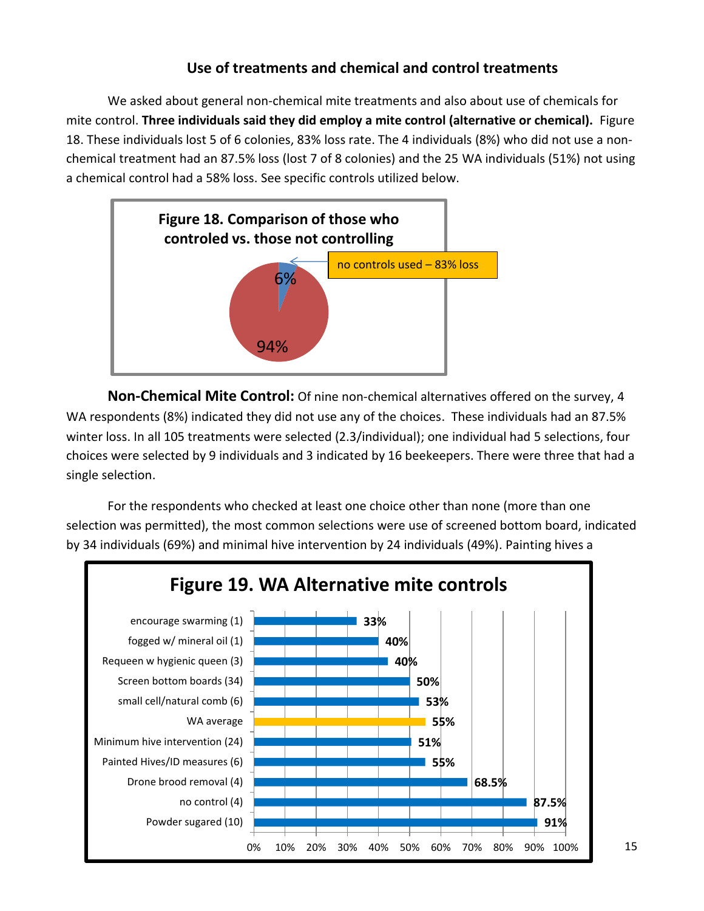## Use of treatments and chemical and control treatments

We asked about general non-chemical mite treatments and also about use of chemicals for mite control. **Three individuals said they did employ a mite control (alternative or chemical).** Figure 18. These individuals lost 5 of 6 colonies, 83% loss rate. The 4 individuals (8%) who did not use a non-chemical treatment had an 87.5% loss (lost 7 of 8 colonies) and the 25 WA individuals (51%) not using a chemical control had a 58% loss. See specific controls utilized below.

**Figure 18. Comparison of those who controled vs. those not controlling**

| Group | Share |
|---|---|
| no controls used – 83% loss | 6% |
| (other) | 94% |

**Non-Chemical Mite Control:** Of nine non-chemical alternatives offered on the survey, 4 WA respondents (8%) indicated they did not use any of the choices. These individuals had an 87.5% winter loss. In all 105 treatments were selected (2.3/individual); one individual had 5 selections, four choices were selected by 9 individuals and 3 indicated by 16 beekeepers. There were three that had a single selection.

For the respondents who checked at least one choice other than none (more than one selection was permitted), the most common selections were use of screened bottom board, indicated by 34 individuals (69%) and minimal hive intervention by 24 individuals (49%). Painting hives a

**Figure 19. WA Alternative mite controls**

| Control | Loss |
|---|---|
| encourage swarming (1) | 33% |
| fogged w/ mineral oil (1) | 40% |
| Requeen w hygienic queen (3) | 40% |
| Screen bottom boards (34) | 50% |
| small cell/natural comb (6) | 53% |
| WA average | 55% |
| Minimum hive intervention (24) | 51% |
| Painted Hives/ID measures (6) | 55% |
| Drone brood removal (4) | 68.5% |
| no control (4) | 87.5% |
| Powder sugared (10) | 91% |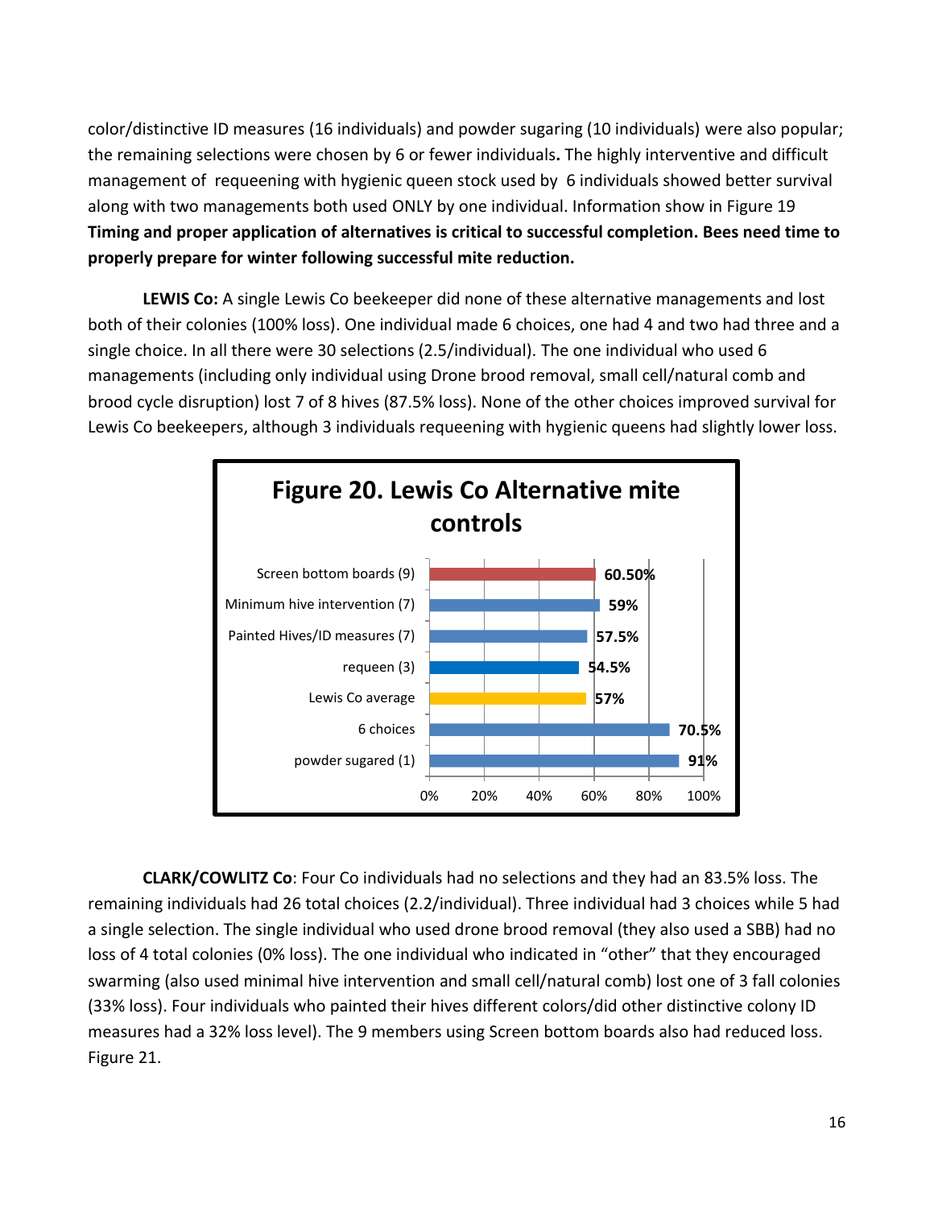color/distinctive ID measures (16 individuals) and powder sugaring (10 individuals) were also popular; the remaining selections were chosen by 6 or fewer individuals**.** The highly interventive and difficult management of requeening with hygienic queen stock used by 6 individuals showed better survival along with two managements both used ONLY by one individual. Information show in Figure 19 **Timing and proper application of alternatives is critical to successful completion. Bees need time to properly prepare for winter following successful mite reduction.**

**LEWIS Co:** A single Lewis Co beekeeper did none of these alternative managements and lost both of their colonies (100% loss). One individual made 6 choices, one had 4 and two had three and a single choice. In all there were 30 selections (2.5/individual). The one individual who used 6 managements (including only individual using Drone brood removal, small cell/natural comb and brood cycle disruption) lost 7 of 8 hives (87.5% loss). None of the other choices improved survival for Lewis Co beekeepers, although 3 individuals requeening with hygienic queens had slightly lower loss.

**Figure 20. Lewis Co Alternative mite controls**

| Category | Value |
|---|---|
| Screen bottom boards (9) | 60.50% |
| Minimum hive intervention (7) | 59% |
| Painted Hives/ID measures (7) | 57.5% |
| requeen (3) | 54.5% |
| Lewis Co average | 57% |
| 6 choices | 70.5% |
| powder sugared (1) | 91% |

**CLARK/COWLITZ Co**: Four Co individuals had no selections and they had an 83.5% loss. The remaining individuals had 26 total choices (2.2/individual). Three individual had 3 choices while 5 had a single selection. The single individual who used drone brood removal (they also used a SBB) had no loss of 4 total colonies (0% loss). The one individual who indicated in "other" that they encouraged swarming (also used minimal hive intervention and small cell/natural comb) lost one of 3 fall colonies (33% loss). Four individuals who painted their hives different colors/did other distinctive colony ID measures had a 32% loss level). The 9 members using Screen bottom boards also had reduced loss. Figure 21.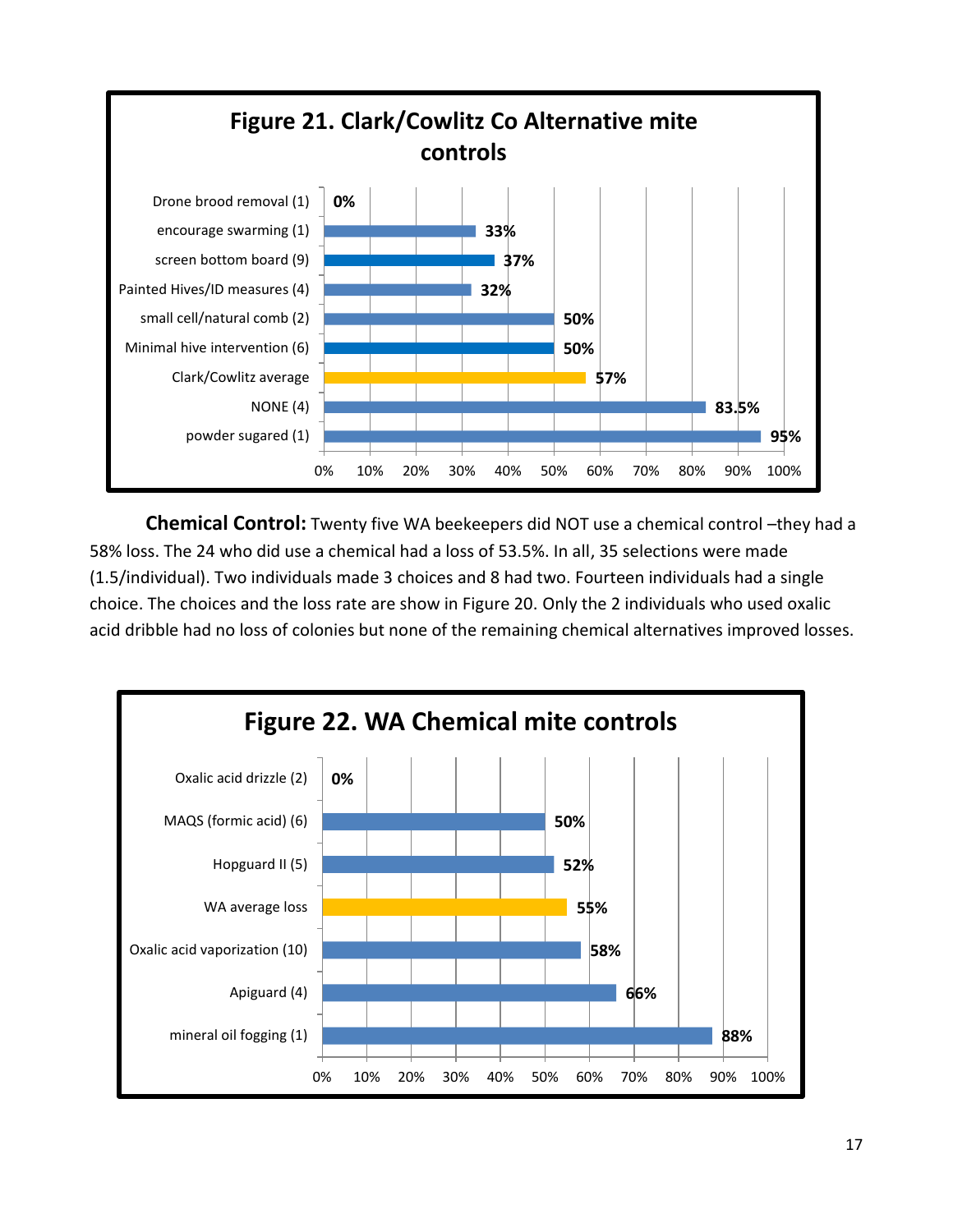**Figure 21. Clark/Cowlitz Co Alternative mite controls**

| Control | Loss |
|---|---|
| Drone brood removal (1) | 0% |
| encourage swarming (1) | 33% |
| screen bottom board (9) | 37% |
| Painted Hives/ID measures (4) | 32% |
| small cell/natural comb (2) | 50% |
| Minimal hive intervention (6) | 50% |
| Clark/Cowlitz average | 57% |
| NONE (4) | 83.5% |
| powder sugared (1) | 95% |

**Chemical Control:** Twenty five WA beekeepers did NOT use a chemical control –they had a 58% loss. The 24 who did use a chemical had a loss of 53.5%. In all, 35 selections were made (1.5/individual). Two individuals made 3 choices and 8 had two. Fourteen individuals had a single choice. The choices and the loss rate are show in Figure 20. Only the 2 individuals who used oxalic acid dribble had no loss of colonies but none of the remaining chemical alternatives improved losses.

**Figure 22. WA Chemical mite controls**

| Control | Loss |
|---|---|
| Oxalic acid drizzle (2) | 0% |
| MAQS (formic acid) (6) | 50% |
| Hopguard II (5) | 52% |
| WA average loss | 55% |
| Oxalic acid vaporization (10) | 58% |
| Apiguard (4) | 66% |
| mineral oil fogging (1) | 88% |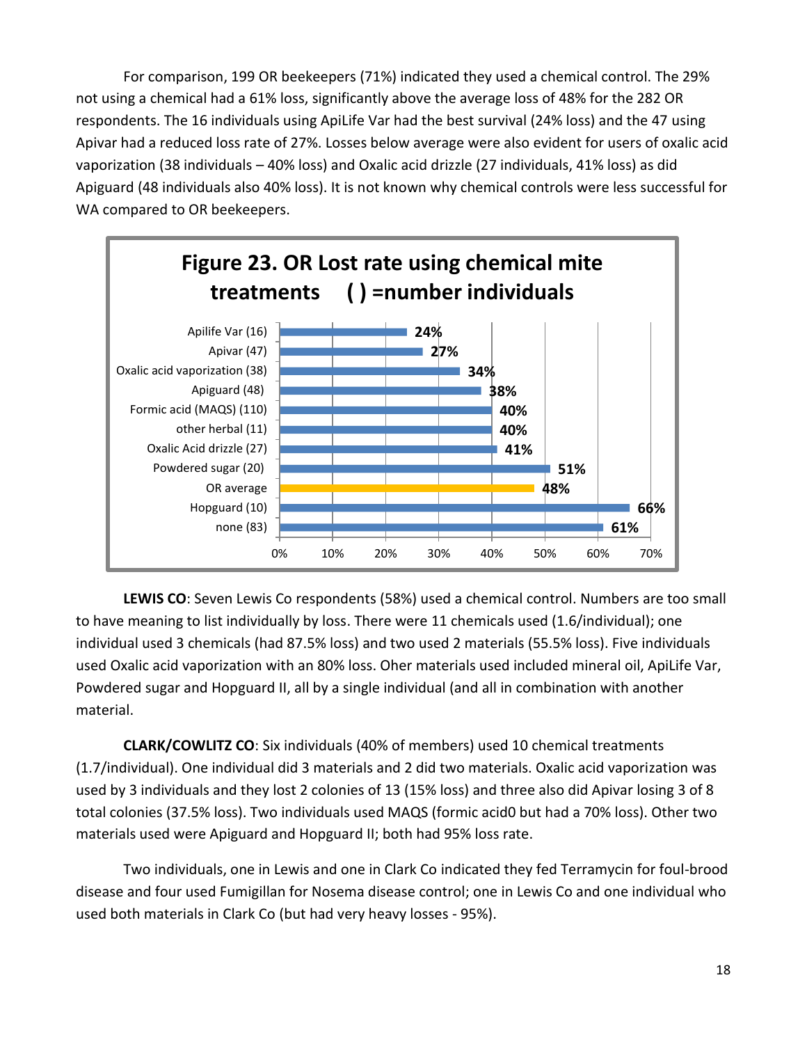For comparison, 199 OR beekeepers (71%) indicated they used a chemical control. The 29% not using a chemical had a 61% loss, significantly above the average loss of 48% for the 282 OR respondents. The 16 individuals using ApiLife Var had the best survival (24% loss) and the 47 using Apivar had a reduced loss rate of 27%. Losses below average were also evident for users of oxalic acid vaporization (38 individuals – 40% loss) and Oxalic acid drizzle (27 individuals, 41% loss) as did Apiguard (48 individuals also 40% loss). It is not known why chemical controls were less successful for WA compared to OR beekeepers.

**Figure 23. OR Lost rate using chemical mite treatments ( ) =number individuals**

| Treatment | Loss rate |
|---|---|
| Apilife Var (16) | 24% |
| Apivar (47) | 27% |
| Oxalic acid vaporization (38) | 34% |
| Apiguard (48) | 38% |
| Formic acid (MAQS) (110) | 40% |
| other herbal (11) | 40% |
| Oxalic Acid drizzle (27) | 41% |
| Powdered sugar (20) | 51% |
| OR average | 48% |
| Hopguard (10) | 66% |
| none (83) | 61% |

**LEWIS CO**: Seven Lewis Co respondents (58%) used a chemical control. Numbers are too small to have meaning to list individually by loss. There were 11 chemicals used (1.6/individual); one individual used 3 chemicals (had 87.5% loss) and two used 2 materials (55.5% loss). Five individuals used Oxalic acid vaporization with an 80% loss. Oher materials used included mineral oil, ApiLife Var, Powdered sugar and Hopguard II, all by a single individual (and all in combination with another material.

**CLARK/COWLITZ CO**: Six individuals (40% of members) used 10 chemical treatments (1.7/individual). One individual did 3 materials and 2 did two materials. Oxalic acid vaporization was used by 3 individuals and they lost 2 colonies of 13 (15% loss) and three also did Apivar losing 3 of 8 total colonies (37.5% loss). Two individuals used MAQS (formic acid0 but had a 70% loss). Other two materials used were Apiguard and Hopguard II; both had 95% loss rate.

Two individuals, one in Lewis and one in Clark Co indicated they fed Terramycin for foul-brood disease and four used Fumigillan for Nosema disease control; one in Lewis Co and one individual who used both materials in Clark Co (but had very heavy losses - 95%).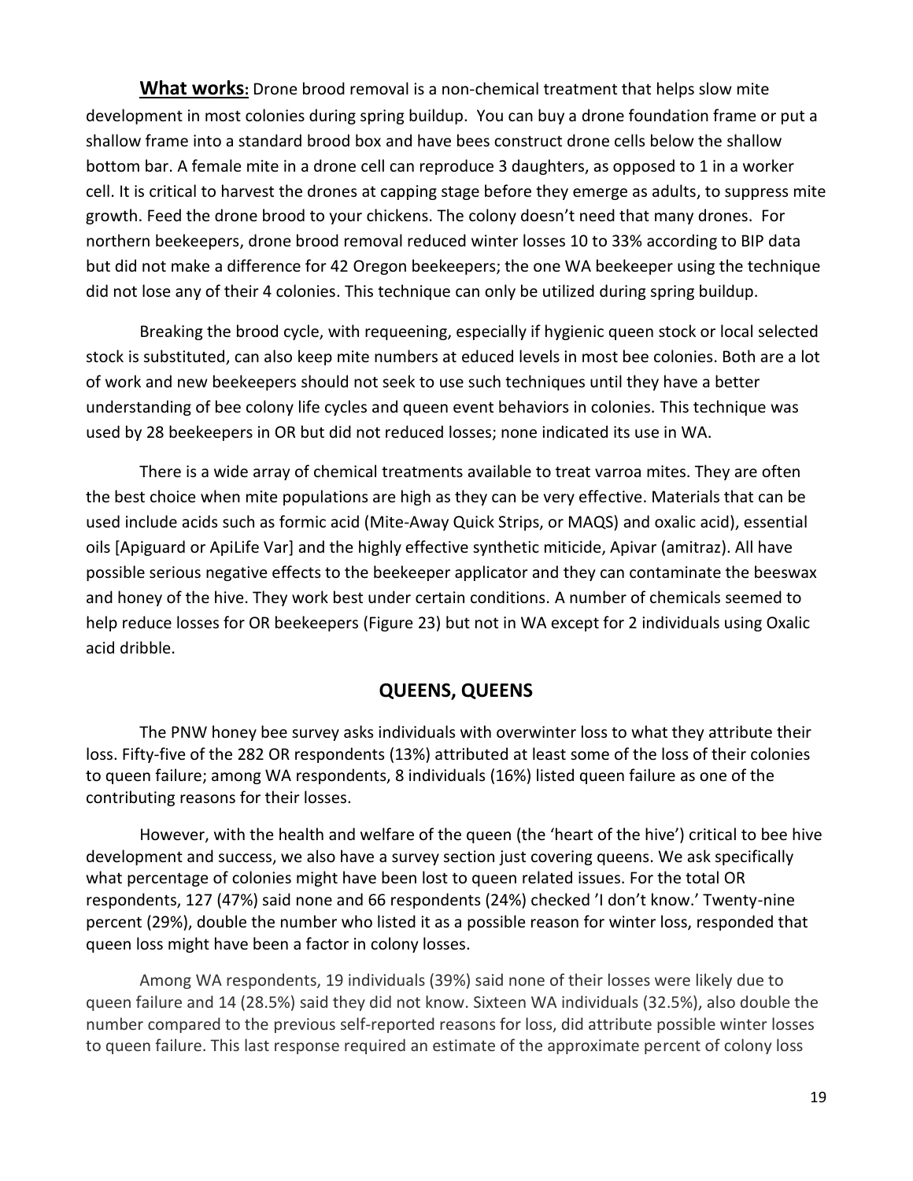**What works:** Drone brood removal is a non-chemical treatment that helps slow mite development in most colonies during spring buildup. You can buy a drone foundation frame or put a shallow frame into a standard brood box and have bees construct drone cells below the shallow bottom bar. A female mite in a drone cell can reproduce 3 daughters, as opposed to 1 in a worker cell. It is critical to harvest the drones at capping stage before they emerge as adults, to suppress mite growth. Feed the drone brood to your chickens. The colony doesn't need that many drones. For northern beekeepers, drone brood removal reduced winter losses 10 to 33% according to BIP data but did not make a difference for 42 Oregon beekeepers; the one WA beekeeper using the technique did not lose any of their 4 colonies. This technique can only be utilized during spring buildup.

Breaking the brood cycle, with requeening, especially if hygienic queen stock or local selected stock is substituted, can also keep mite numbers at educed levels in most bee colonies. Both are a lot of work and new beekeepers should not seek to use such techniques until they have a better understanding of bee colony life cycles and queen event behaviors in colonies. This technique was used by 28 beekeepers in OR but did not reduced losses; none indicated its use in WA.

There is a wide array of chemical treatments available to treat varroa mites. They are often the best choice when mite populations are high as they can be very effective. Materials that can be used include acids such as formic acid (Mite-Away Quick Strips, or MAQS) and oxalic acid), essential oils [Apiguard or ApiLife Var] and the highly effective synthetic miticide, Apivar (amitraz). All have possible serious negative effects to the beekeeper applicator and they can contaminate the beeswax and honey of the hive. They work best under certain conditions. A number of chemicals seemed to help reduce losses for OR beekeepers (Figure 23) but not in WA except for 2 individuals using Oxalic acid dribble.

## QUEENS, QUEENS

The PNW honey bee survey asks individuals with overwinter loss to what they attribute their loss. Fifty-five of the 282 OR respondents (13%) attributed at least some of the loss of their colonies to queen failure; among WA respondents, 8 individuals (16%) listed queen failure as one of the contributing reasons for their losses.

However, with the health and welfare of the queen (the 'heart of the hive') critical to bee hive development and success, we also have a survey section just covering queens. We ask specifically what percentage of colonies might have been lost to queen related issues. For the total OR respondents, 127 (47%) said none and 66 respondents (24%) checked 'I don't know.' Twenty-nine percent (29%), double the number who listed it as a possible reason for winter loss, responded that queen loss might have been a factor in colony losses.

Among WA respondents, 19 individuals (39%) said none of their losses were likely due to queen failure and 14 (28.5%) said they did not know. Sixteen WA individuals (32.5%), also double the number compared to the previous self-reported reasons for loss, did attribute possible winter losses to queen failure. This last response required an estimate of the approximate percent of colony loss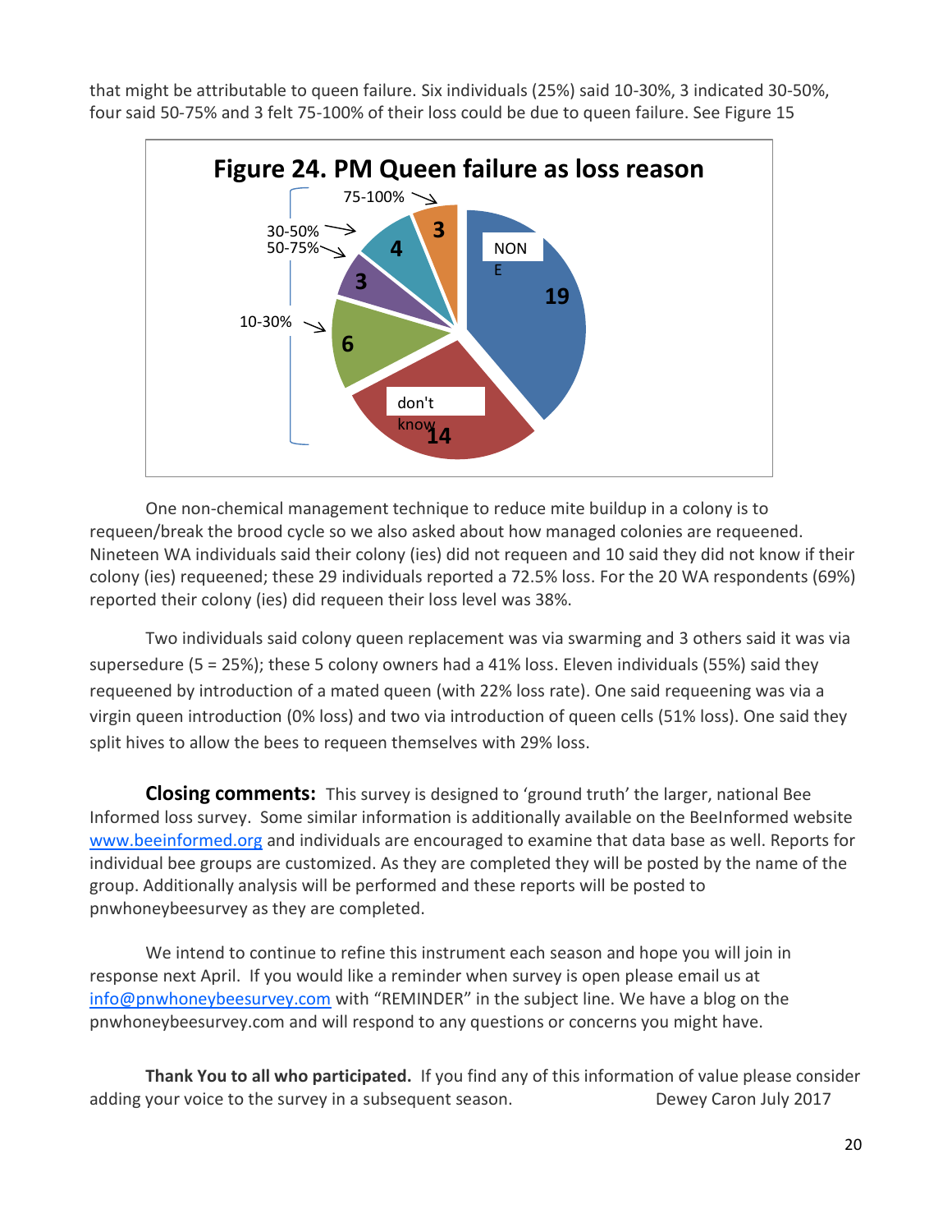that might be attributable to queen failure. Six individuals (25%) said 10-30%, 3 indicated 30-50%, four said 50-75% and 3 felt 75-100% of their loss could be due to queen failure. See Figure 15

**Figure 24. PM Queen failure as loss reason**

75-100%
3
30-50%
4
50-75%
3
10-30%
6
NONE
19
don't know
14

One non-chemical management technique to reduce mite buildup in a colony is to requeen/break the brood cycle so we also asked about how managed colonies are requeened. Nineteen WA individuals said their colony (ies) did not requeen and 10 said they did not know if their colony (ies) requeened; these 29 individuals reported a 72.5% loss. For the 20 WA respondents (69%) reported their colony (ies) did requeen their loss level was 38%.

Two individuals said colony queen replacement was via swarming and 3 others said it was via supersedure (5 = 25%); these 5 colony owners had a 41% loss. Eleven individuals (55%) said they requeened by introduction of a mated queen (with 22% loss rate). One said requeening was via a virgin queen introduction (0% loss) and two via introduction of queen cells (51% loss). One said they split hives to allow the bees to requeen themselves with 29% loss.

**Closing comments:** This survey is designed to 'ground truth' the larger, national Bee Informed loss survey. Some similar information is additionally available on the BeeInformed website www.beeinformed.org and individuals are encouraged to examine that data base as well. Reports for individual bee groups are customized. As they are completed they will be posted by the name of the group. Additionally analysis will be performed and these reports will be posted to pnwhoneybeesurvey as they are completed.

We intend to continue to refine this instrument each season and hope you will join in response next April. If you would like a reminder when survey is open please email us at info@pnwhoneybeesurvey.com with "REMINDER" in the subject line. We have a blog on the pnwhoneybeesurvey.com and will respond to any questions or concerns you might have.

**Thank You to all who participated.** If you find any of this information of value please consider adding your voice to the survey in a subsequent season. Dewey Caron July 2017